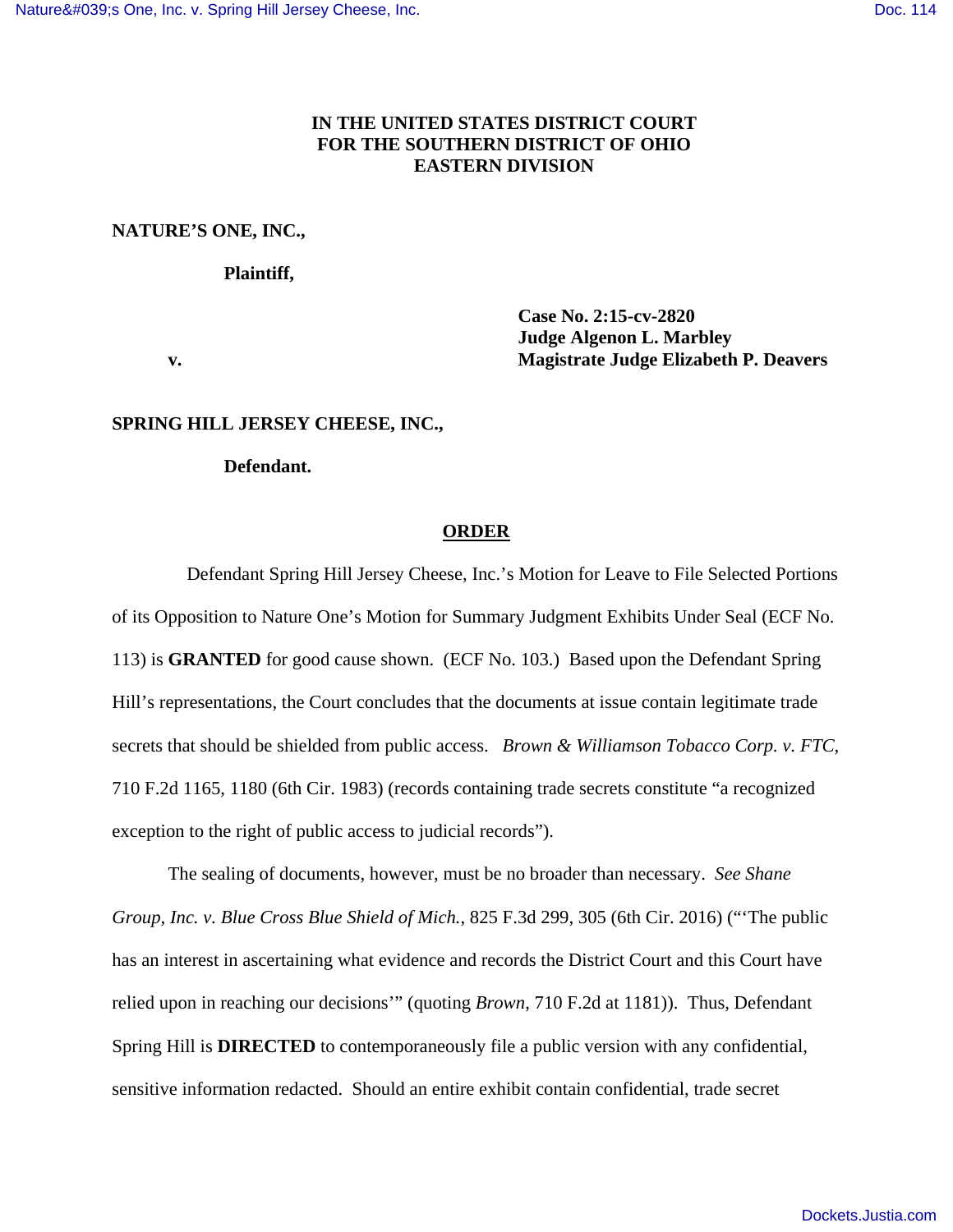**IN THE UNITED STATES DISTRICT COURT**
**FOR THE SOUTHERN DISTRICT OF OHIO**
**EASTERN DIVISION**

**NATURE'S ONE, INC.,**

**Plaintiff,**

**v.**

**Case No. 2:15-cv-2820**
**Judge Algenon L. Marbley**
**Magistrate Judge Elizabeth P. Deavers**

**SPRING HILL JERSEY CHEESE, INC.,**

**Defendant.**

## ORDER

Defendant Spring Hill Jersey Cheese, Inc.'s Motion for Leave to File Selected Portions of its Opposition to Nature One's Motion for Summary Judgment Exhibits Under Seal (ECF No. 113) is **GRANTED** for good cause shown. (ECF No. 103.) Based upon the Defendant Spring Hill's representations, the Court concludes that the documents at issue contain legitimate trade secrets that should be shielded from public access. *Brown & Williamson Tobacco Corp. v. FTC*, 710 F.2d 1165, 1180 (6th Cir. 1983) (records containing trade secrets constitute "a recognized exception to the right of public access to judicial records").

The sealing of documents, however, must be no broader than necessary. *See Shane Group, Inc. v. Blue Cross Blue Shield of Mich.*, 825 F.3d 299, 305 (6th Cir. 2016) ("'The public has an interest in ascertaining what evidence and records the District Court and this Court have relied upon in reaching our decisions'" (quoting *Brown*, 710 F.2d at 1181)). Thus, Defendant Spring Hill is **DIRECTED** to contemporaneously file a public version with any confidential, sensitive information redacted. Should an entire exhibit contain confidential, trade secret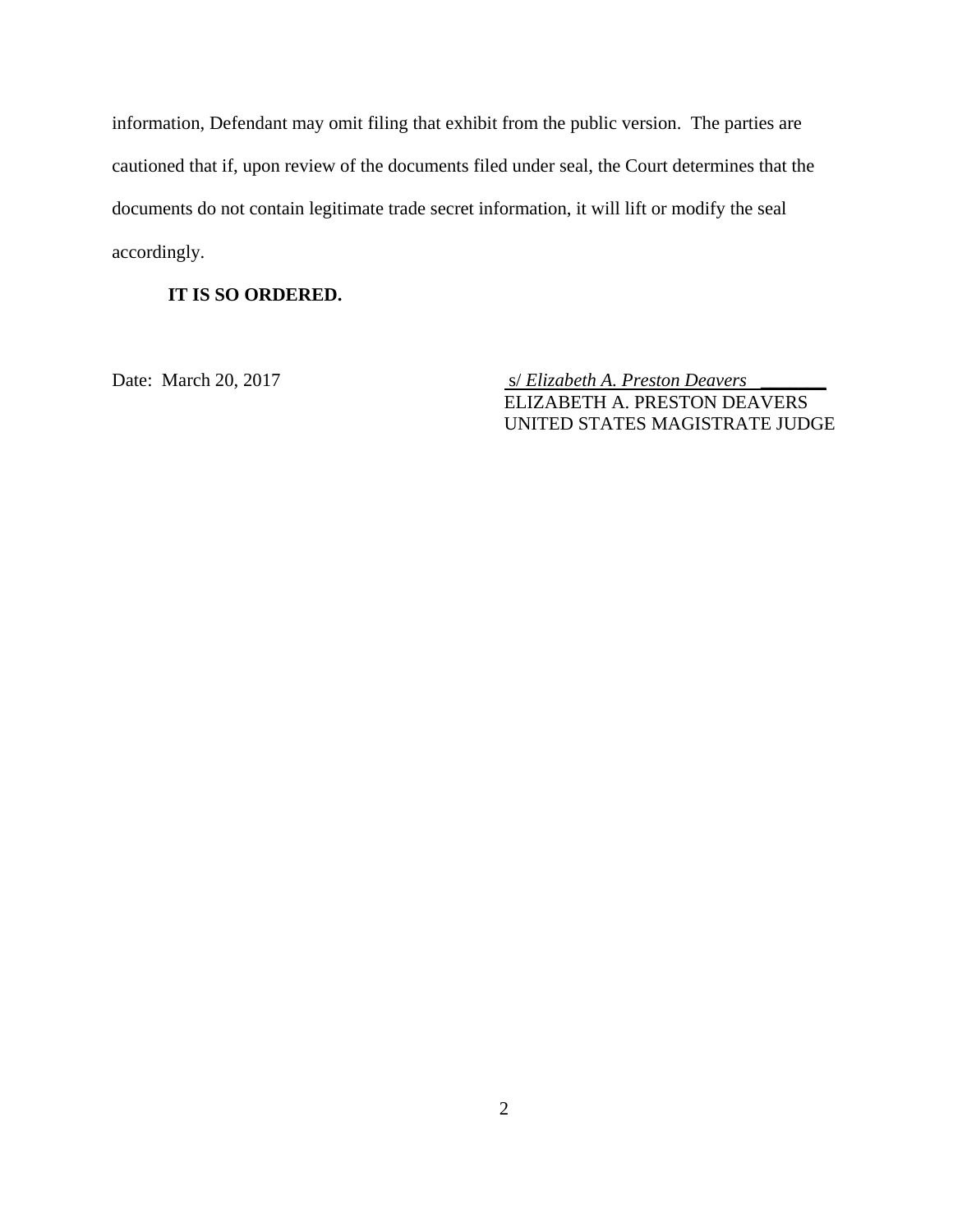information, Defendant may omit filing that exhibit from the public version. The parties are cautioned that if, upon review of the documents filed under seal, the Court determines that the documents do not contain legitimate trade secret information, it will lift or modify the seal accordingly.

**IT IS SO ORDERED.**

Date: March 20, 2017

s/ *Elizabeth A. Preston Deavers*
ELIZABETH A. PRESTON DEAVERS
UNITED STATES MAGISTRATE JUDGE